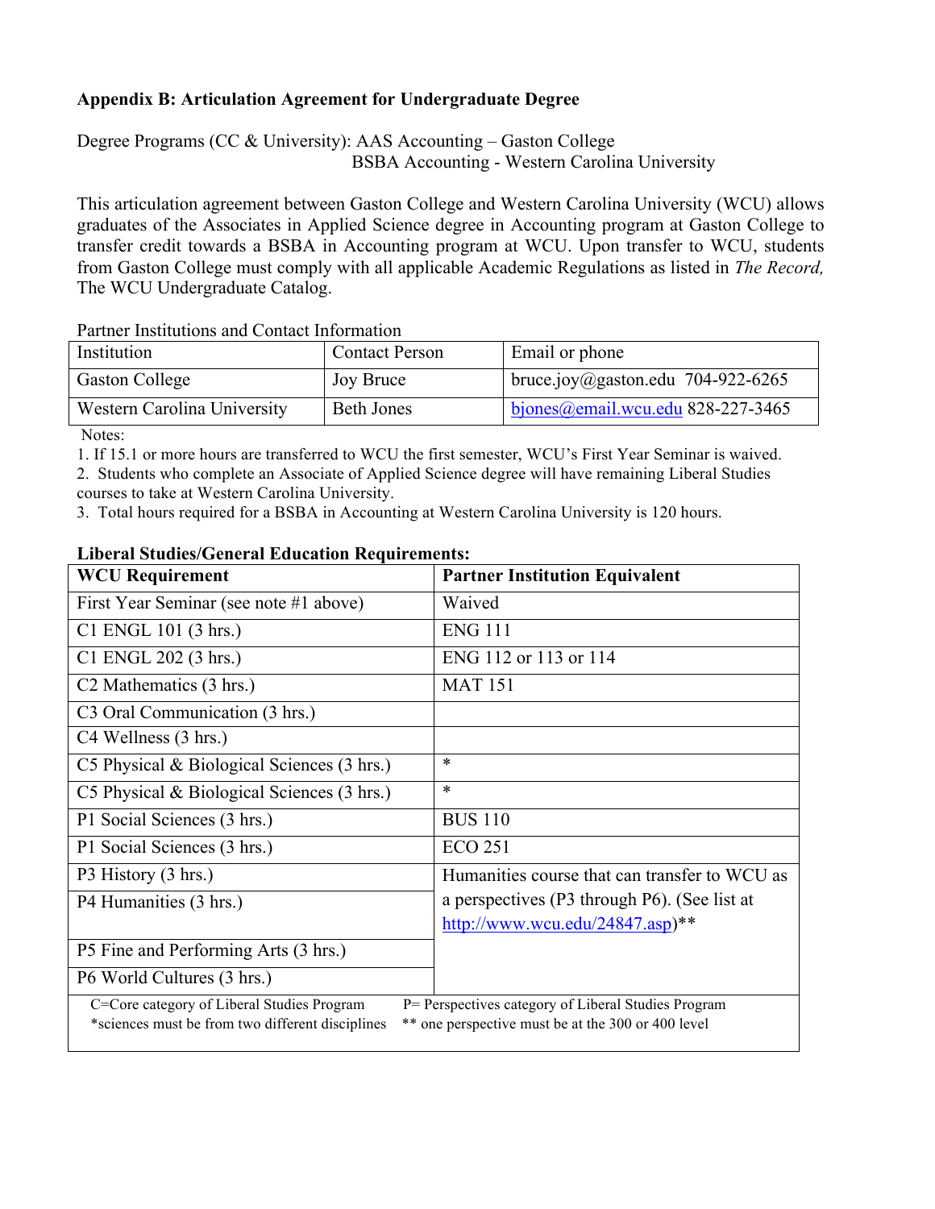**Appendix B: Articulation Agreement for Undergraduate Degree**

Degree Programs (CC & University): AAS Accounting – Gaston College
BSBA Accounting - Western Carolina University

This articulation agreement between Gaston College and Western Carolina University (WCU) allows graduates of the Associates in Applied Science degree in Accounting program at Gaston College to transfer credit towards a BSBA in Accounting program at WCU. Upon transfer to WCU, students from Gaston College must comply with all applicable Academic Regulations as listed in *The Record,* The WCU Undergraduate Catalog.

Partner Institutions and Contact Information

| Institution | Contact Person | Email or phone |
|---|---|---|
| Gaston College | Joy Bruce | bruce.joy@gaston.edu 704-922-6265 |
| Western Carolina University | Beth Jones | bjones@email.wcu.edu 828-227-3465 |

Notes:

1. If 15.1 or more hours are transferred to WCU the first semester, WCU's First Year Seminar is waived.
2. Students who complete an Associate of Applied Science degree will have remaining Liberal Studies courses to take at Western Carolina University.
3. Total hours required for a BSBA in Accounting at Western Carolina University is 120 hours.

**Liberal Studies/General Education Requirements:**

| WCU Requirement | Partner Institution Equivalent |
|---|---|
| First Year Seminar (see note #1 above) | Waived |
| C1 ENGL 101 (3 hrs.) | ENG 111 |
| C1 ENGL 202 (3 hrs.) | ENG 112 or 113 or 114 |
| C2 Mathematics (3 hrs.) | MAT 151 |
| C3 Oral Communication (3 hrs.) | |
| C4 Wellness (3 hrs.) | |
| C5 Physical & Biological Sciences (3 hrs.) | * |
| C5 Physical & Biological Sciences (3 hrs.) | * |
| P1 Social Sciences (3 hrs.) | BUS 110 |
| P1 Social Sciences (3 hrs.) | ECO 251 |
| P3 History (3 hrs.) | Humanities course that can transfer to WCU as a perspectives (P3 through P6). (See list at http://www.wcu.edu/24847.asp)** |
| P4 Humanities (3 hrs.) | |
| P5 Fine and Performing Arts (3 hrs.) | |
| P6 World Cultures (3 hrs.) | |
| C=Core category of Liberal Studies Program<br>*sciences must be from two different disciplines | P= Perspectives category of Liberal Studies Program<br>** one perspective must be at the 300 or 400 level |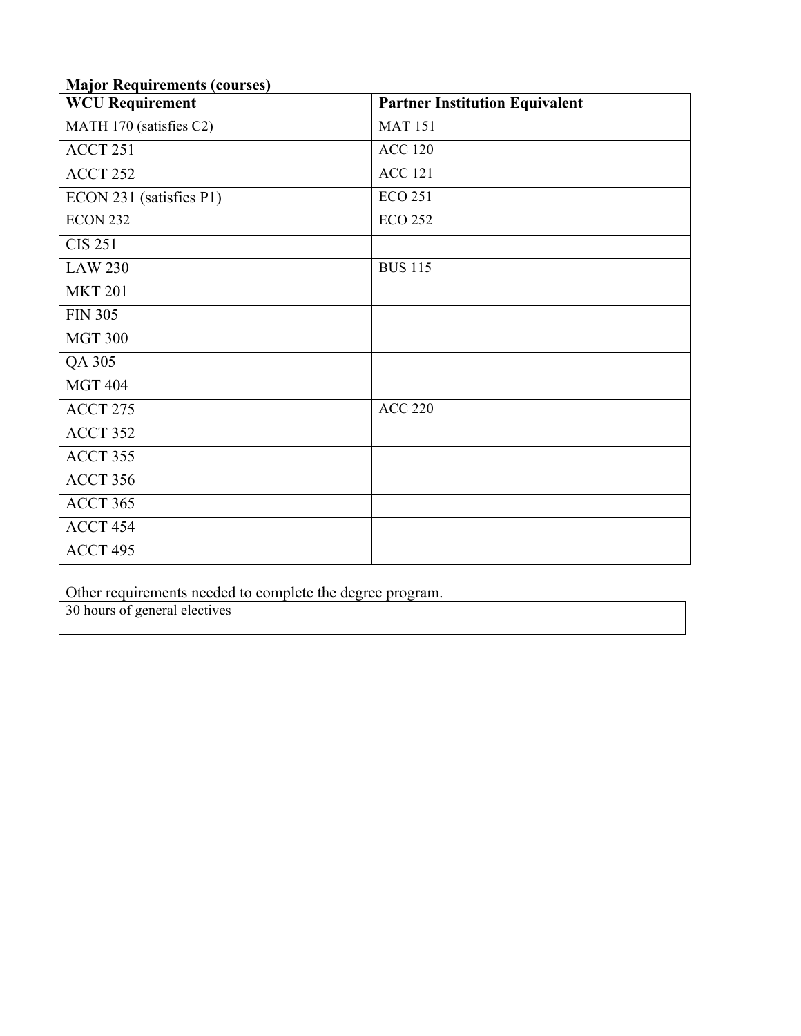**Major Requirements (courses)**

| WCU Requirement | Partner Institution Equivalent |
| --- | --- |
| MATH 170 (satisfies C2) | MAT 151 |
| ACCT 251 | ACC 120 |
| ACCT 252 | ACC 121 |
| ECON 231 (satisfies P1) | ECO 251 |
| ECON 232 | ECO 252 |
| CIS 251 | |
| LAW 230 | BUS 115 |
| MKT 201 | |
| FIN 305 | |
| MGT 300 | |
| QA 305 | |
| MGT 404 | |
| ACCT 275 | ACC 220 |
| ACCT 352 | |
| ACCT 355 | |
| ACCT 356 | |
| ACCT 365 | |
| ACCT 454 | |
| ACCT 495 | |

Other requirements needed to complete the degree program.

| 30 hours of general electives |
| --- |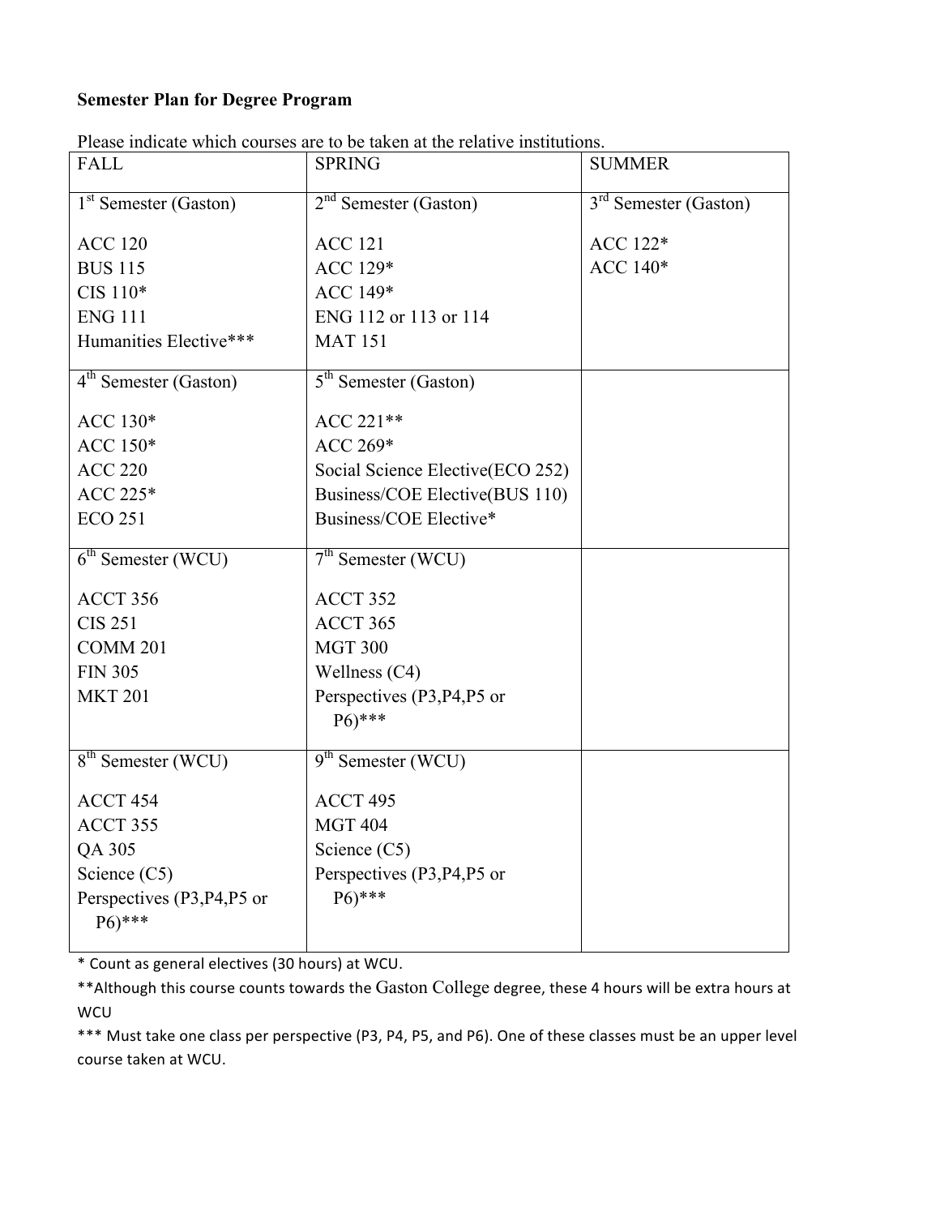**Semester Plan for Degree Program**

Please indicate which courses are to be taken at the relative institutions.

| FALL | SPRING | SUMMER |
|---|---|---|
| 1st Semester (Gaston)<br><br>ACC 120<br>BUS 115<br>CIS 110*<br>ENG 111<br>Humanities Elective*** | 2nd Semester (Gaston)<br><br>ACC 121<br>ACC 129*<br>ACC 149*<br>ENG 112 or 113 or 114<br>MAT 151 | 3rd Semester (Gaston)<br><br>ACC 122*<br>ACC 140* |
| 4th Semester (Gaston)<br><br>ACC 130*<br>ACC 150*<br>ACC 220<br>ACC 225*<br>ECO 251 | 5th Semester (Gaston)<br><br>ACC 221**<br>ACC 269*<br>Social Science Elective(ECO 252)<br>Business/COE Elective(BUS 110)<br>Business/COE Elective* | |
| 6th Semester (WCU)<br><br>ACCT 356<br>CIS 251<br>COMM 201<br>FIN 305<br>MKT 201 | 7th Semester (WCU)<br><br>ACCT 352<br>ACCT 365<br>MGT 300<br>Wellness (C4)<br>Perspectives (P3,P4,P5 or P6)*** | |
| 8th Semester (WCU)<br><br>ACCT 454<br>ACCT 355<br>QA 305<br>Science (C5)<br>Perspectives (P3,P4,P5 or P6)*** | 9th Semester (WCU)<br><br>ACCT 495<br>MGT 404<br>Science (C5)<br>Perspectives (P3,P4,P5 or P6)*** | |

* Count as general electives (30 hours) at WCU.

**Although this course counts towards the Gaston College degree, these 4 hours will be extra hours at WCU

*** Must take one class per perspective (P3, P4, P5, and P6). One of these classes must be an upper level course taken at WCU.